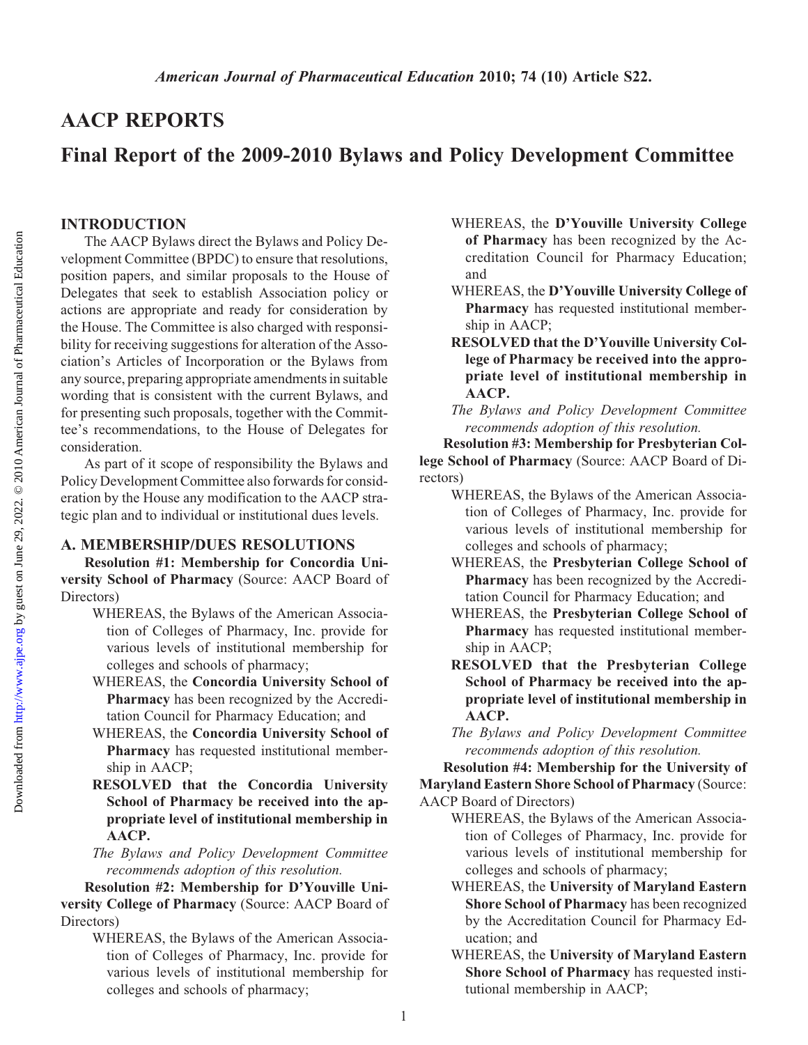# AACP REPORTS

# Final Report of the 2009-2010 Bylaws and Policy Development Committee

## INTRODUCTION

The AACP Bylaws direct the Bylaws and Policy Development Committee (BPDC) to ensure that resolutions, position papers, and similar proposals to the House of Delegates that seek to establish Association policy or actions are appropriate and ready for consideration by the House. The Committee is also charged with responsibility for receiving suggestions for alteration of the Association's Articles of Incorporation or the Bylaws from any source, preparing appropriate amendments in suitable wording that is consistent with the current Bylaws, and for presenting such proposals, together with the Committee's recommendations, to the House of Delegates for consideration.

As part of it scope of responsibility the Bylaws and Policy Development Committee also forwards for consideration by the House any modification to the AACP strategic plan and to individual or institutional dues levels.

## A. MEMBERSHIP/DUES RESOLUTIONS

**Resolution #1: Membership for Concordia University School of Pharmacy** (Source: AACP Board of Directors)

> WHEREAS, the Bylaws of the American Association of Colleges of Pharmacy, Inc. provide for various levels of institutional membership for colleges and schools of pharmacy;
>
> WHEREAS, the **Concordia University School of Pharmacy** has been recognized by the Accreditation Council for Pharmacy Education; and
>
> WHEREAS, the **Concordia University School of Pharmacy** has requested institutional membership in AACP;
>
> **RESOLVED that the Concordia University School of Pharmacy be received into the appropriate level of institutional membership in AACP.**
>
> *The Bylaws and Policy Development Committee recommends adoption of this resolution.*

**Resolution #2: Membership for D'Youville University College of Pharmacy** (Source: AACP Board of Directors)

> WHEREAS, the Bylaws of the American Association of Colleges of Pharmacy, Inc. provide for various levels of institutional membership for colleges and schools of pharmacy;
>
> WHEREAS, the **D'Youville University College of Pharmacy** has been recognized by the Accreditation Council for Pharmacy Education; and
>
> WHEREAS, the **D'Youville University College of Pharmacy** has requested institutional membership in AACP;
>
> **RESOLVED that the D'Youville University College of Pharmacy be received into the appropriate level of institutional membership in AACP.**
>
> *The Bylaws and Policy Development Committee recommends adoption of this resolution.*

**Resolution #3: Membership for Presbyterian College School of Pharmacy** (Source: AACP Board of Directors)

> WHEREAS, the Bylaws of the American Association of Colleges of Pharmacy, Inc. provide for various levels of institutional membership for colleges and schools of pharmacy;
>
> WHEREAS, the **Presbyterian College School of Pharmacy** has been recognized by the Accreditation Council for Pharmacy Education; and
>
> WHEREAS, the **Presbyterian College School of Pharmacy** has requested institutional membership in AACP;
>
> **RESOLVED that the Presbyterian College School of Pharmacy be received into the appropriate level of institutional membership in AACP.**
>
> *The Bylaws and Policy Development Committee recommends adoption of this resolution.*

**Resolution #4: Membership for the University of Maryland Eastern Shore School of Pharmacy** (Source: AACP Board of Directors)

> WHEREAS, the Bylaws of the American Association of Colleges of Pharmacy, Inc. provide for various levels of institutional membership for colleges and schools of pharmacy;
>
> WHEREAS, the **University of Maryland Eastern Shore School of Pharmacy** has been recognized by the Accreditation Council for Pharmacy Education; and
>
> WHEREAS, the **University of Maryland Eastern Shore School of Pharmacy** has requested institutional membership in AACP;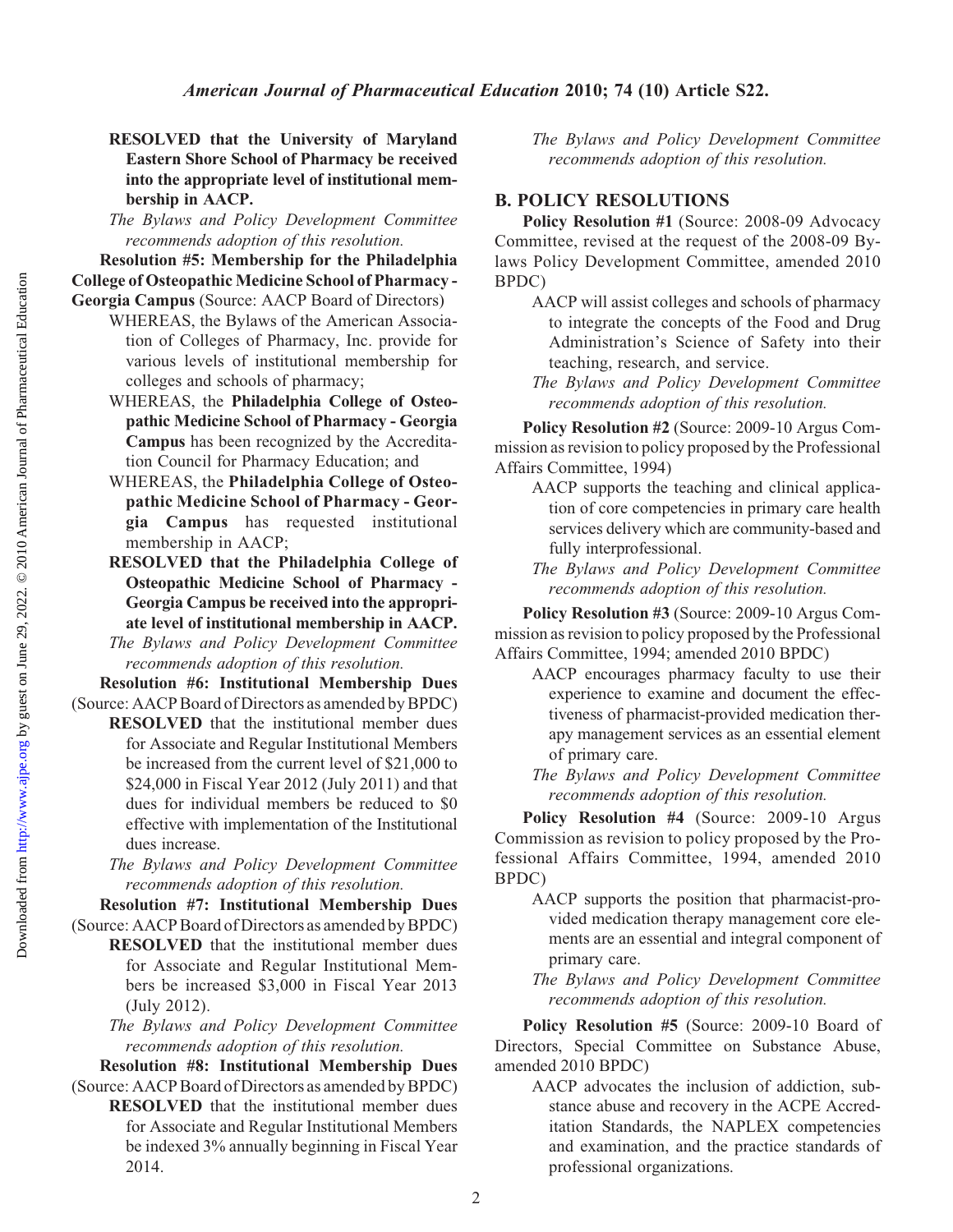**RESOLVED that the University of Maryland Eastern Shore School of Pharmacy be received into the appropriate level of institutional membership in AACP.**

*The Bylaws and Policy Development Committee recommends adoption of this resolution.*

**Resolution #5: Membership for the Philadelphia College of Osteopathic Medicine School of Pharmacy - Georgia Campus** (Source: AACP Board of Directors)

WHEREAS, the Bylaws of the American Association of Colleges of Pharmacy, Inc. provide for various levels of institutional membership for colleges and schools of pharmacy;

WHEREAS, the **Philadelphia College of Osteopathic Medicine School of Pharmacy - Georgia Campus** has been recognized by the Accreditation Council for Pharmacy Education; and

WHEREAS, the **Philadelphia College of Osteopathic Medicine School of Pharmacy - Georgia Campus** has requested institutional membership in AACP;

**RESOLVED that the Philadelphia College of Osteopathic Medicine School of Pharmacy - Georgia Campus be received into the appropriate level of institutional membership in AACP.**

*The Bylaws and Policy Development Committee recommends adoption of this resolution.*

**Resolution #6: Institutional Membership Dues** (Source: AACP Board of Directors as amended by BPDC)

**RESOLVED** that the institutional member dues for Associate and Regular Institutional Members be increased from the current level of $21,000 to $24,000 in Fiscal Year 2012 (July 2011) and that dues for individual members be reduced to $0 effective with implementation of the Institutional dues increase.

*The Bylaws and Policy Development Committee recommends adoption of this resolution.*

**Resolution #7: Institutional Membership Dues** (Source: AACP Board of Directors as amended by BPDC)

**RESOLVED** that the institutional member dues for Associate and Regular Institutional Members be increased $3,000 in Fiscal Year 2013 (July 2012).

*The Bylaws and Policy Development Committee recommends adoption of this resolution.*

**Resolution #8: Institutional Membership Dues** (Source: AACP Board of Directors as amended by BPDC)

**RESOLVED** that the institutional member dues for Associate and Regular Institutional Members be indexed 3% annually beginning in Fiscal Year 2014.

*The Bylaws and Policy Development Committee recommends adoption of this resolution.*

## B. POLICY RESOLUTIONS

**Policy Resolution #1** (Source: 2008-09 Advocacy Committee, revised at the request of the 2008-09 Bylaws Policy Development Committee, amended 2010 BPDC)

AACP will assist colleges and schools of pharmacy to integrate the concepts of the Food and Drug Administration's Science of Safety into their teaching, research, and service.

*The Bylaws and Policy Development Committee recommends adoption of this resolution.*

**Policy Resolution #2** (Source: 2009-10 Argus Commission as revision to policy proposed by the Professional Affairs Committee, 1994)

AACP supports the teaching and clinical application of core competencies in primary care health services delivery which are community-based and fully interprofessional.

*The Bylaws and Policy Development Committee recommends adoption of this resolution.*

**Policy Resolution #3** (Source: 2009-10 Argus Commission as revision to policy proposed by the Professional Affairs Committee, 1994; amended 2010 BPDC)

AACP encourages pharmacy faculty to use their experience to examine and document the effectiveness of pharmacist-provided medication therapy management services as an essential element of primary care.

*The Bylaws and Policy Development Committee recommends adoption of this resolution.*

**Policy Resolution #4** (Source: 2009-10 Argus Commission as revision to policy proposed by the Professional Affairs Committee, 1994, amended 2010 BPDC)

AACP supports the position that pharmacist-provided medication therapy management core elements are an essential and integral component of primary care.

*The Bylaws and Policy Development Committee recommends adoption of this resolution.*

**Policy Resolution #5** (Source: 2009-10 Board of Directors, Special Committee on Substance Abuse, amended 2010 BPDC)

AACP advocates the inclusion of addiction, substance abuse and recovery in the ACPE Accreditation Standards, the NAPLEX competencies and examination, and the practice standards of professional organizations.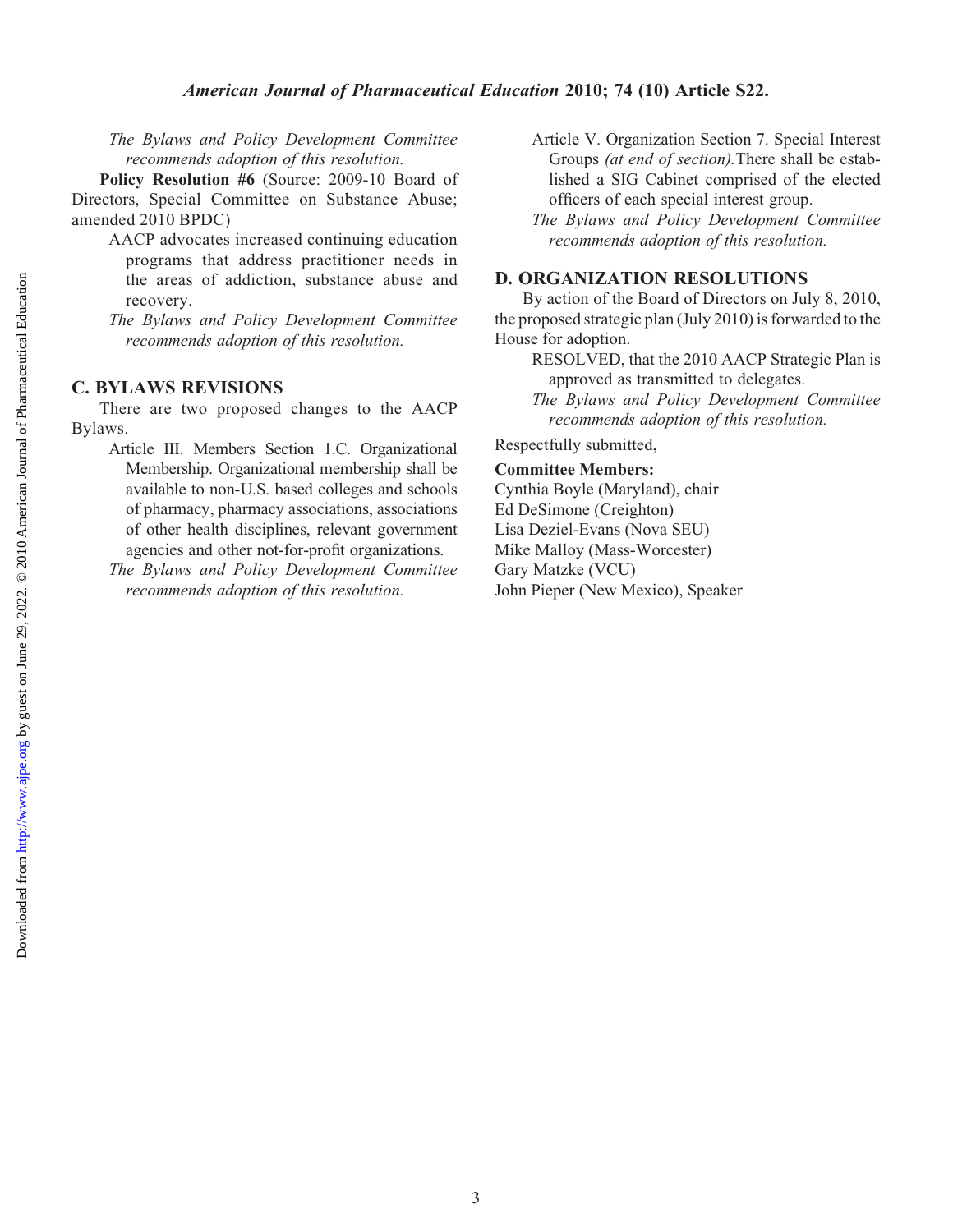*The Bylaws and Policy Development Committee recommends adoption of this resolution.*

**Policy Resolution #6** (Source: 2009-10 Board of Directors, Special Committee on Substance Abuse; amended 2010 BPDC)

AACP advocates increased continuing education programs that address practitioner needs in the areas of addiction, substance abuse and recovery.

*The Bylaws and Policy Development Committee recommends adoption of this resolution.*

## C. BYLAWS REVISIONS

There are two proposed changes to the AACP Bylaws.

Article III. Members Section 1.C. Organizational Membership. Organizational membership shall be available to non-U.S. based colleges and schools of pharmacy, pharmacy associations, associations of other health disciplines, relevant government agencies and other not-for-profit organizations.

*The Bylaws and Policy Development Committee recommends adoption of this resolution.*

Article V. Organization Section 7. Special Interest Groups *(at end of section).* There shall be established a SIG Cabinet comprised of the elected officers of each special interest group.

*The Bylaws and Policy Development Committee recommends adoption of this resolution.*

## D. ORGANIZATION RESOLUTIONS

By action of the Board of Directors on July 8, 2010, the proposed strategic plan (July 2010) is forwarded to the House for adoption.

RESOLVED, that the 2010 AACP Strategic Plan is approved as transmitted to delegates.

*The Bylaws and Policy Development Committee recommends adoption of this resolution.*

Respectfully submitted,

**Committee Members:**

Cynthia Boyle (Maryland), chair
Ed DeSimone (Creighton)
Lisa Deziel-Evans (Nova SEU)
Mike Malloy (Mass-Worcester)
Gary Matzke (VCU)
John Pieper (New Mexico), Speaker